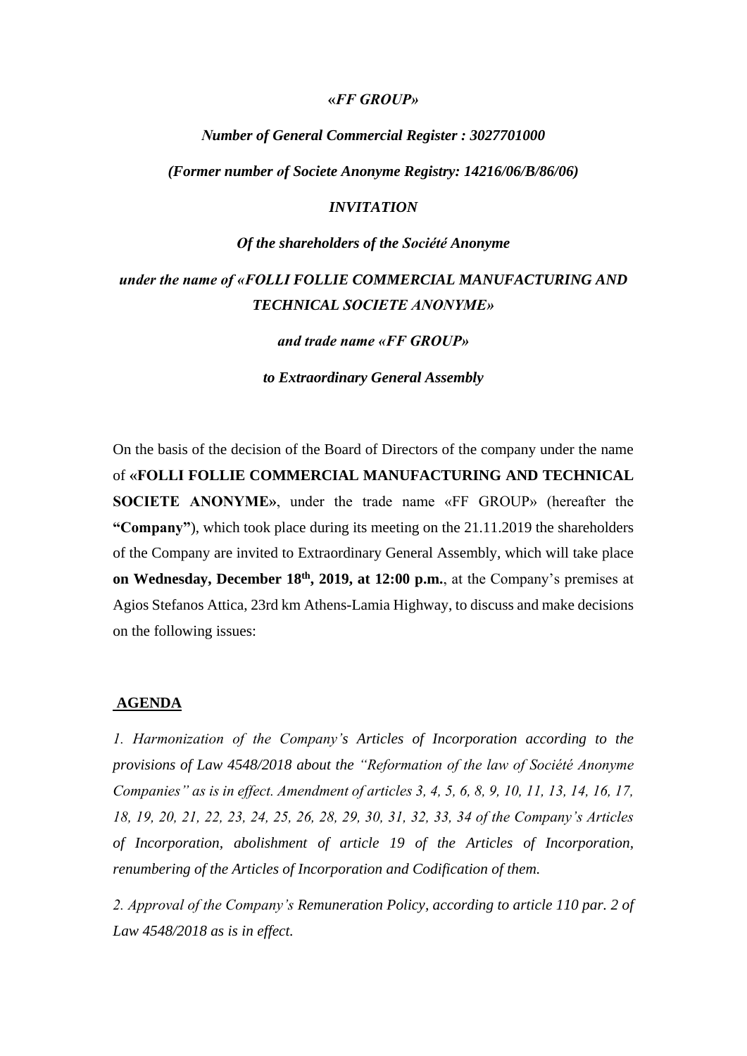***«FF GROUP»***

***Number of General Commercial Register : 3027701000***

***(Former number of Societe Anonyme Registry: 14216/06/B/86/06)***

***INVITATION***

***Of the shareholders of the Société Anonyme***

***under the name of «FOLLI FOLLIE COMMERCIAL MANUFACTURING AND TECHNICAL SOCIETE ANONYME»***

***and trade name «FF GROUP»***

***to Extraordinary General Assembly***

On the basis of the decision of the Board of Directors of the company under the name of **«FOLLI FOLLIE COMMERCIAL MANUFACTURING AND TECHNICAL SOCIETE ANONYME»**, under the trade name «FF GROUP» (hereafter the **"Company"**), which took place during its meeting on the 21.11.2019 the shareholders of the Company are invited to Extraordinary General Assembly, which will take place **on Wednesday, December 18th, 2019, at 12:00 p.m.**, at the Company's premises at Agios Stefanos Attica, 23rd km Athens-Lamia Highway, to discuss and make decisions on the following issues:

## AGENDA

*1. Harmonization of the Company's Articles of Incorporation according to the provisions of Law 4548/2018 about the "Reformation of the law of Société Anonyme Companies" as is in effect. Amendment of articles 3, 4, 5, 6, 8, 9, 10, 11, 13, 14, 16, 17, 18, 19, 20, 21, 22, 23, 24, 25, 26, 28, 29, 30, 31, 32, 33, 34 of the Company's Articles of Incorporation, abolishment of article 19 of the Articles of Incorporation, renumbering of the Articles of Incorporation and Codification of them.*

*2. Approval of the Company's Remuneration Policy, according to article 110 par. 2 of Law 4548/2018 as is in effect.*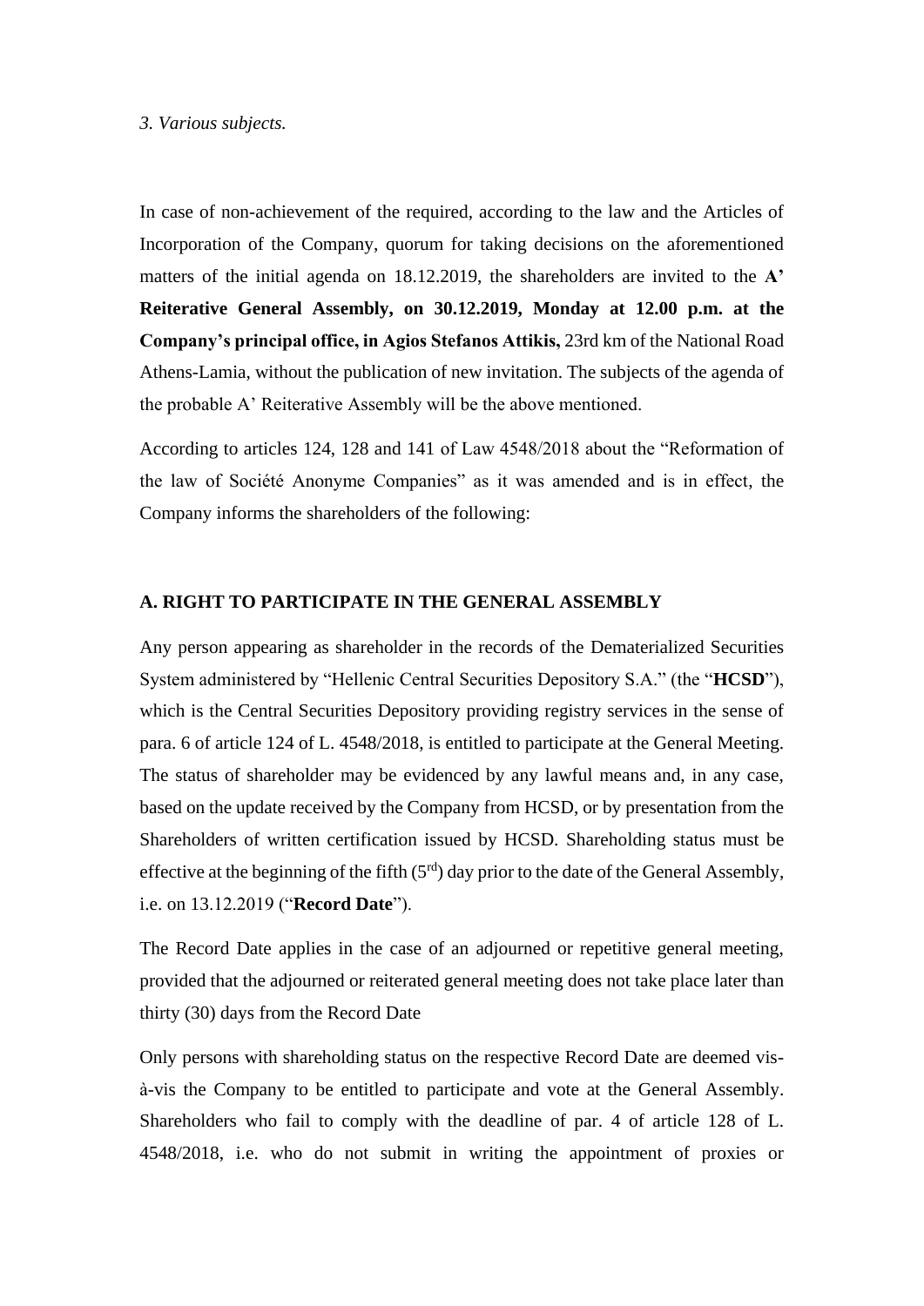*3. Various subjects.*

In case of non-achievement of the required, according to the law and the Articles of Incorporation of the Company, quorum for taking decisions on the aforementioned matters of the initial agenda on 18.12.2019, the shareholders are invited to the **A' Reiterative General Assembly, on 30.12.2019, Monday at 12.00 p.m. at the Company's principal office, in Agios Stefanos Attikis,** 23rd km of the National Road Athens-Lamia, without the publication of new invitation. The subjects of the agenda of the probable A' Reiterative Assembly will be the above mentioned.

According to articles 124, 128 and 141 of Law 4548/2018 about the "Reformation of the law of Société Anonyme Companies" as it was amended and is in effect, the Company informs the shareholders of the following:

## A. RIGHT TO PARTICIPATE IN THE GENERAL ASSEMBLY

Any person appearing as shareholder in the records of the Dematerialized Securities System administered by "Hellenic Central Securities Depository S.A." (the "**HCSD**"), which is the Central Securities Depository providing registry services in the sense of para. 6 of article 124 of L. 4548/2018, is entitled to participate at the General Meeting. The status of shareholder may be evidenced by any lawful means and, in any case, based on the update received by the Company from HCSD, or by presentation from the Shareholders of written certification issued by HCSD. Shareholding status must be effective at the beginning of the fifth (5rd) day prior to the date of the General Assembly, i.e. on 13.12.2019 ("**Record Date**").

The Record Date applies in the case of an adjourned or repetitive general meeting, provided that the adjourned or reiterated general meeting does not take place later than thirty (30) days from the Record Date

Only persons with shareholding status on the respective Record Date are deemed vis-à-vis the Company to be entitled to participate and vote at the General Assembly. Shareholders who fail to comply with the deadline of par. 4 of article 128 of L. 4548/2018, i.e. who do not submit in writing the appointment of proxies or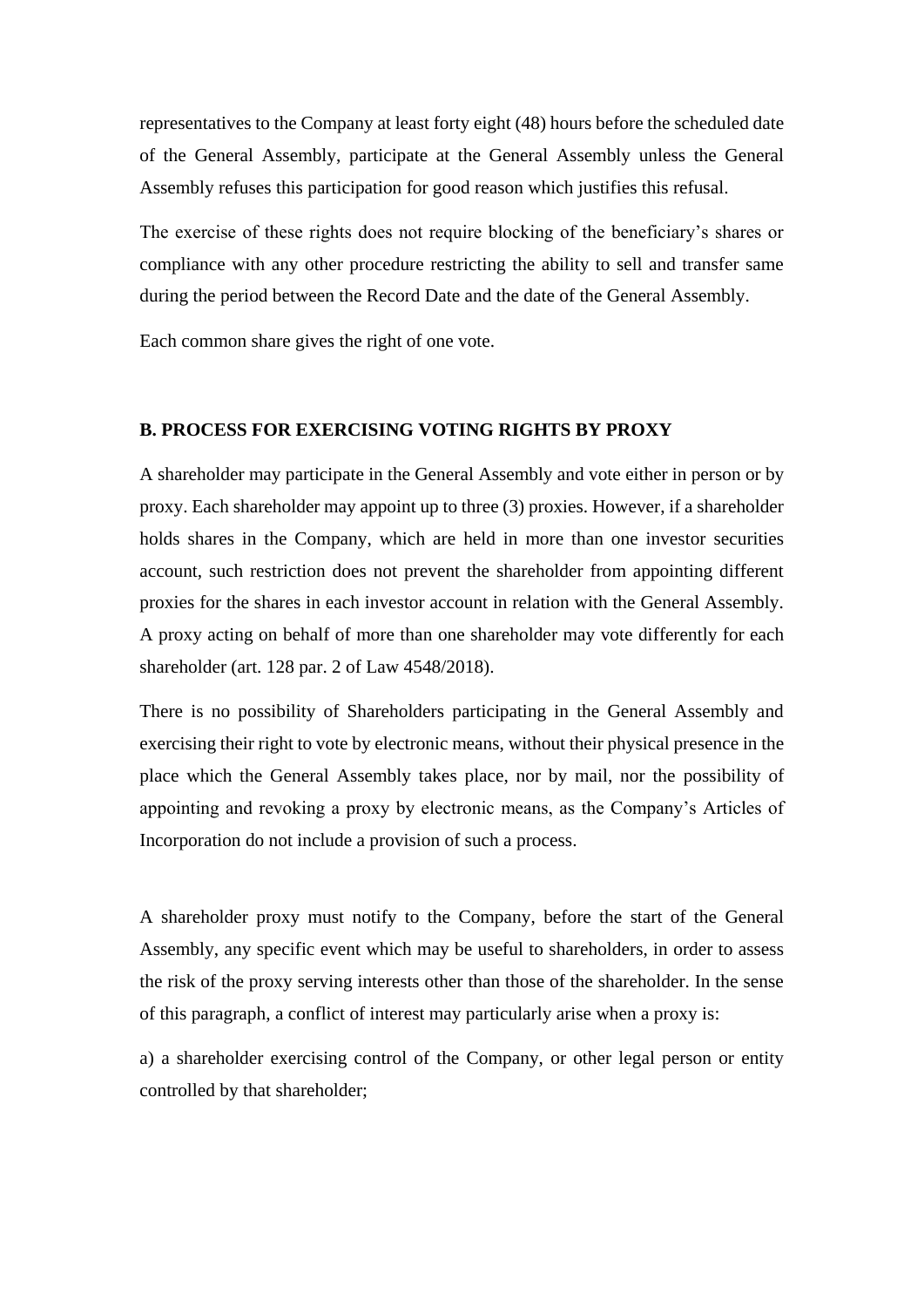representatives to the Company at least forty eight (48) hours before the scheduled date of the General Assembly, participate at the General Assembly unless the General Assembly refuses this participation for good reason which justifies this refusal.

The exercise of these rights does not require blocking of the beneficiary's shares or compliance with any other procedure restricting the ability to sell and transfer same during the period between the Record Date and the date of the General Assembly.

Each common share gives the right of one vote.

## B. PROCESS FOR EXERCISING VOTING RIGHTS BY PROXY

A shareholder may participate in the General Assembly and vote either in person or by proxy. Each shareholder may appoint up to three (3) proxies. However, if a shareholder holds shares in the Company, which are held in more than one investor securities account, such restriction does not prevent the shareholder from appointing different proxies for the shares in each investor account in relation with the General Assembly. A proxy acting on behalf of more than one shareholder may vote differently for each shareholder (art. 128 par. 2 of Law 4548/2018).

There is no possibility of Shareholders participating in the General Assembly and exercising their right to vote by electronic means, without their physical presence in the place which the General Assembly takes place, nor by mail, nor the possibility of appointing and revoking a proxy by electronic means, as the Company's Articles of Incorporation do not include a provision of such a process.

A shareholder proxy must notify to the Company, before the start of the General Assembly, any specific event which may be useful to shareholders, in order to assess the risk of the proxy serving interests other than those of the shareholder. In the sense of this paragraph, a conflict of interest may particularly arise when a proxy is:

a) a shareholder exercising control of the Company, or other legal person or entity controlled by that shareholder;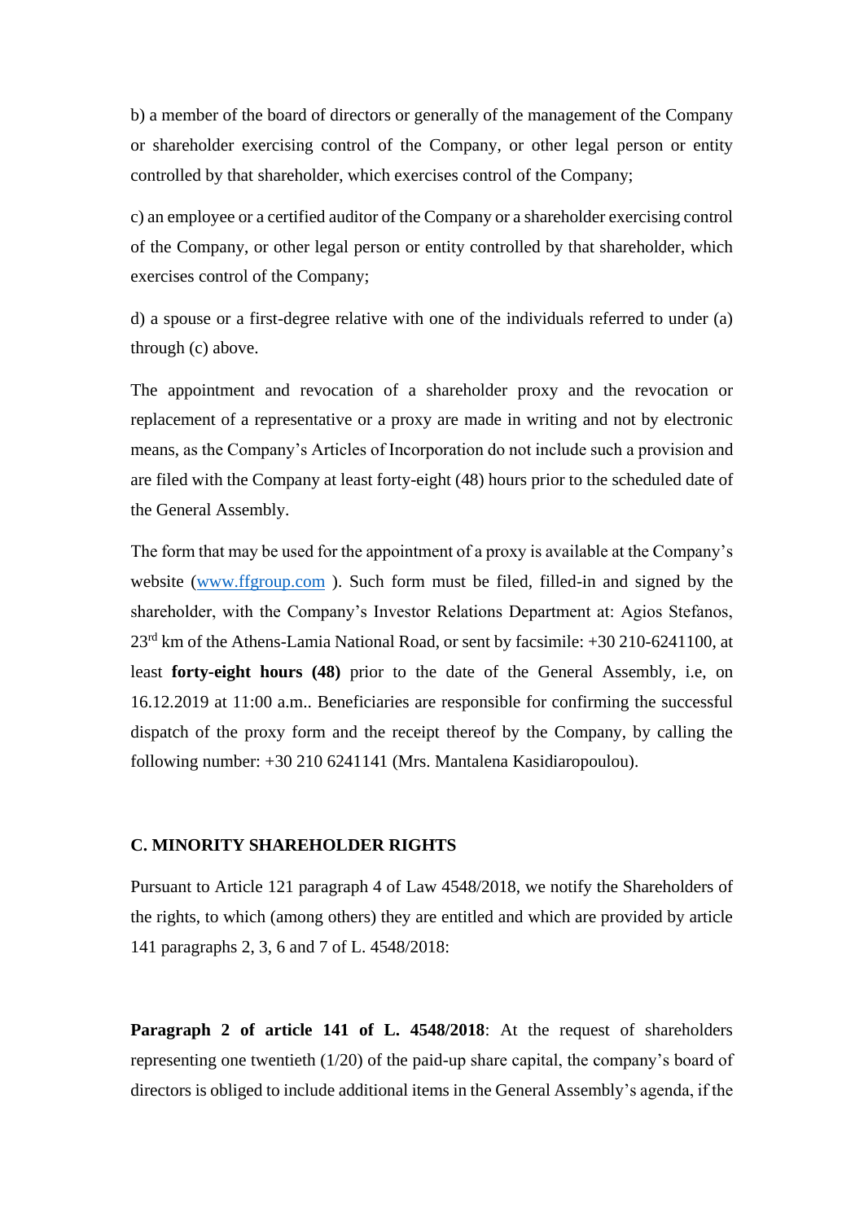b) a member of the board of directors or generally of the management of the Company or shareholder exercising control of the Company, or other legal person or entity controlled by that shareholder, which exercises control of the Company;

c) an employee or a certified auditor of the Company or a shareholder exercising control of the Company, or other legal person or entity controlled by that shareholder, which exercises control of the Company;

d) a spouse or a first-degree relative with one of the individuals referred to under (a) through (c) above.

The appointment and revocation of a shareholder proxy and the revocation or replacement of a representative or a proxy are made in writing and not by electronic means, as the Company's Articles of Incorporation do not include such a provision and are filed with the Company at least forty-eight (48) hours prior to the scheduled date of the General Assembly.

The form that may be used for the appointment of a proxy is available at the Company's website (www.ffgroup.com ). Such form must be filed, filled-in and signed by the shareholder, with the Company's Investor Relations Department at: Agios Stefanos, 23rd km of the Athens-Lamia National Road, or sent by facsimile: +30 210-6241100, at least **forty-eight hours (48)** prior to the date of the General Assembly, i.e, on 16.12.2019 at 11:00 a.m.. Beneficiaries are responsible for confirming the successful dispatch of the proxy form and the receipt thereof by the Company, by calling the following number: +30 210 6241141 (Mrs. Mantalena Kasidiaropoulou).

## C. MINORITY SHAREHOLDER RIGHTS

Pursuant to Article 121 paragraph 4 of Law 4548/2018, we notify the Shareholders of the rights, to which (among others) they are entitled and which are provided by article 141 paragraphs 2, 3, 6 and 7 of L. 4548/2018:

**Paragraph 2 of article 141 of L. 4548/2018**: At the request of shareholders representing one twentieth (1/20) of the paid-up share capital, the company's board of directors is obliged to include additional items in the General Assembly's agenda, if the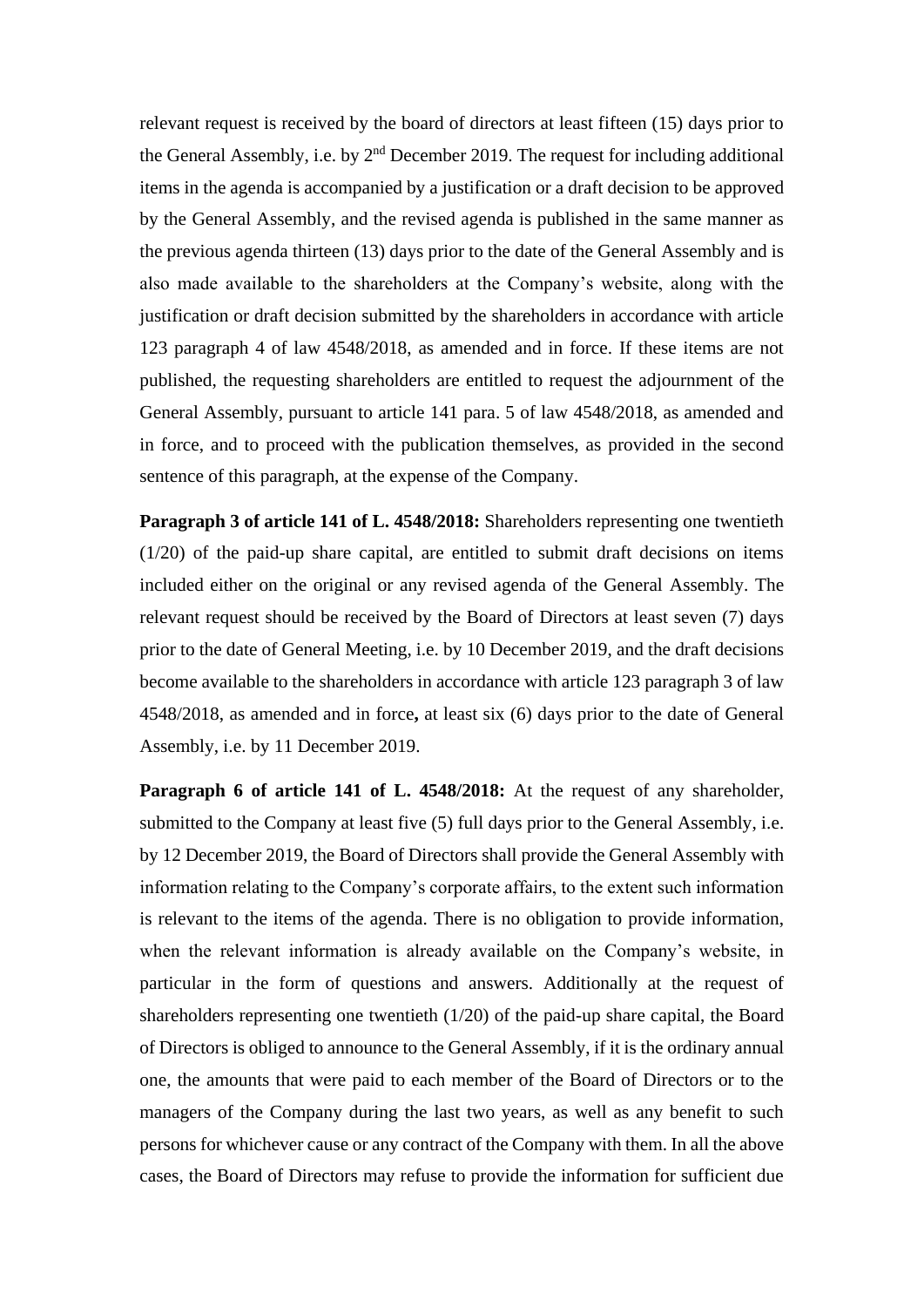relevant request is received by the board of directors at least fifteen (15) days prior to the General Assembly, i.e. by 2nd December 2019. The request for including additional items in the agenda is accompanied by a justification or a draft decision to be approved by the General Assembly, and the revised agenda is published in the same manner as the previous agenda thirteen (13) days prior to the date of the General Assembly and is also made available to the shareholders at the Company's website, along with the justification or draft decision submitted by the shareholders in accordance with article 123 paragraph 4 of law 4548/2018, as amended and in force. If these items are not published, the requesting shareholders are entitled to request the adjournment of the General Assembly, pursuant to article 141 para. 5 of law 4548/2018, as amended and in force, and to proceed with the publication themselves, as provided in the second sentence of this paragraph, at the expense of the Company.

**Paragraph 3 of article 141 of L. 4548/2018:** Shareholders representing one twentieth (1/20) of the paid-up share capital, are entitled to submit draft decisions on items included either on the original or any revised agenda of the General Assembly. The relevant request should be received by the Board of Directors at least seven (7) days prior to the date of General Meeting, i.e. by 10 December 2019, and the draft decisions become available to the shareholders in accordance with article 123 paragraph 3 of law 4548/2018, as amended and in force**,** at least six (6) days prior to the date of General Assembly, i.e. by 11 December 2019.

**Paragraph 6 of article 141 of L. 4548/2018:** At the request of any shareholder, submitted to the Company at least five (5) full days prior to the General Assembly, i.e. by 12 December 2019, the Board of Directors shall provide the General Assembly with information relating to the Company's corporate affairs, to the extent such information is relevant to the items of the agenda. There is no obligation to provide information, when the relevant information is already available on the Company's website, in particular in the form of questions and answers. Additionally at the request of shareholders representing one twentieth (1/20) of the paid-up share capital, the Board of Directors is obliged to announce to the General Assembly, if it is the ordinary annual one, the amounts that were paid to each member of the Board of Directors or to the managers of the Company during the last two years, as well as any benefit to such persons for whichever cause or any contract of the Company with them. In all the above cases, the Board of Directors may refuse to provide the information for sufficient due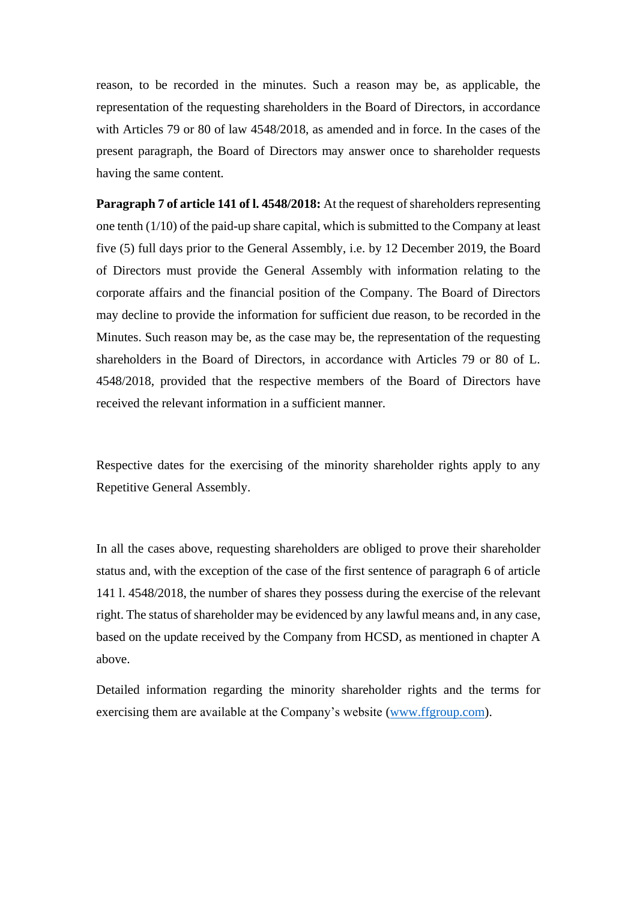reason, to be recorded in the minutes. Such a reason may be, as applicable, the representation of the requesting shareholders in the Board of Directors, in accordance with Articles 79 or 80 of law 4548/2018, as amended and in force. In the cases of the present paragraph, the Board of Directors may answer once to shareholder requests having the same content.

**Paragraph 7 of article 141 of l. 4548/2018:** At the request of shareholders representing one tenth (1/10) of the paid-up share capital, which is submitted to the Company at least five (5) full days prior to the General Assembly, i.e. by 12 December 2019, the Board of Directors must provide the General Assembly with information relating to the corporate affairs and the financial position of the Company. The Board of Directors may decline to provide the information for sufficient due reason, to be recorded in the Minutes. Such reason may be, as the case may be, the representation of the requesting shareholders in the Board of Directors, in accordance with Articles 79 or 80 of L. 4548/2018, provided that the respective members of the Board of Directors have received the relevant information in a sufficient manner.

Respective dates for the exercising of the minority shareholder rights apply to any Repetitive General Assembly.

In all the cases above, requesting shareholders are obliged to prove their shareholder status and, with the exception of the case of the first sentence of paragraph 6 of article 141 l. 4548/2018, the number of shares they possess during the exercise of the relevant right. The status of shareholder may be evidenced by any lawful means and, in any case, based on the update received by the Company from HCSD, as mentioned in chapter A above.

Detailed information regarding the minority shareholder rights and the terms for exercising them are available at the Company's website (www.ffgroup.com).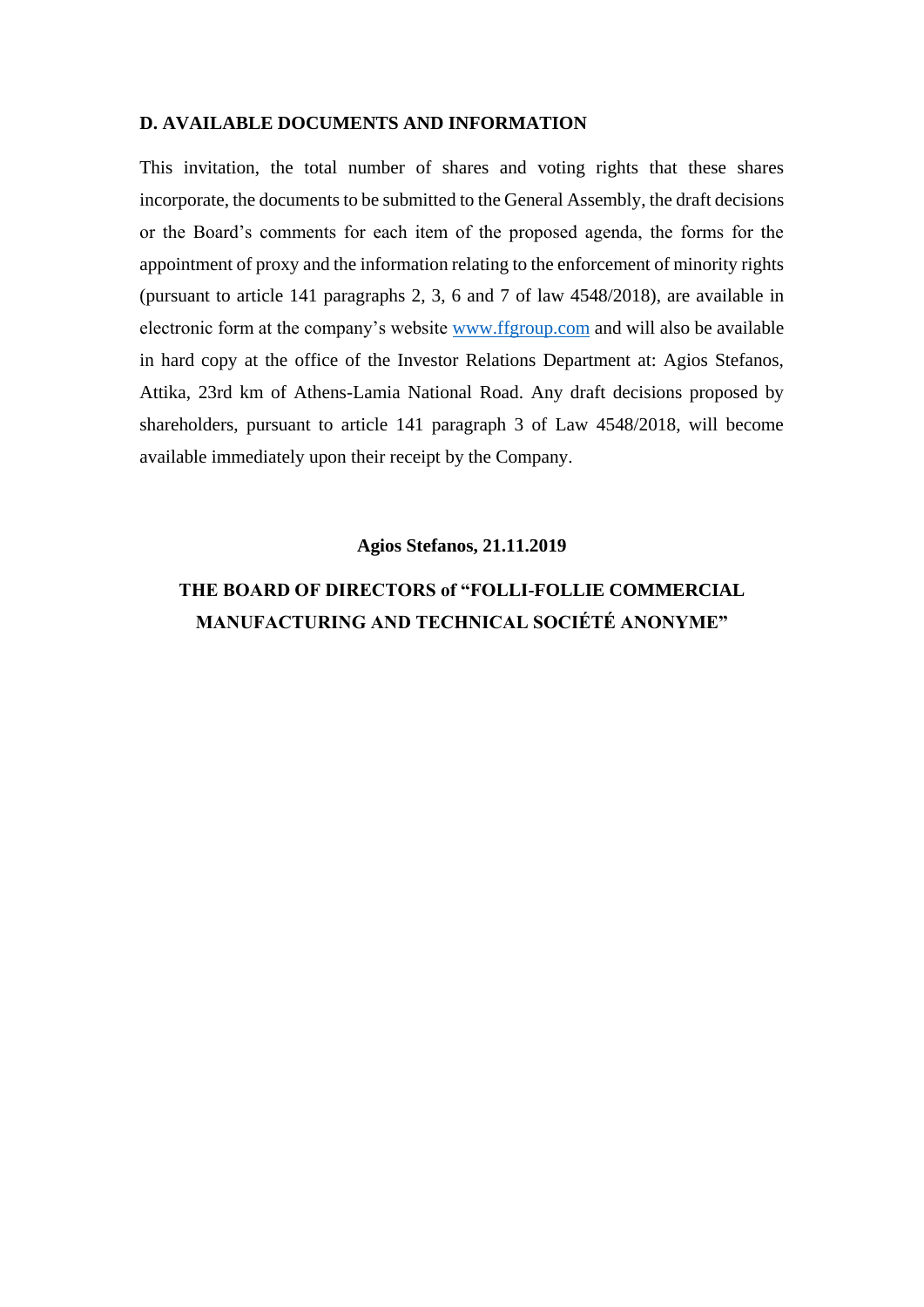## D. AVAILABLE DOCUMENTS AND INFORMATION

This invitation, the total number of shares and voting rights that these shares incorporate, the documents to be submitted to the General Assembly, the draft decisions or the Board's comments for each item of the proposed agenda, the forms for the appointment of proxy and the information relating to the enforcement of minority rights (pursuant to article 141 paragraphs 2, 3, 6 and 7 of law 4548/2018), are available in electronic form at the company's website www.ffgroup.com and will also be available in hard copy at the office of the Investor Relations Department at: Agios Stefanos, Attika, 23rd km of Athens-Lamia National Road. Any draft decisions proposed by shareholders, pursuant to article 141 paragraph 3 of Law 4548/2018, will become available immediately upon their receipt by the Company.

**Agios Stefanos, 21.11.2019**

**THE BOARD OF DIRECTORS of "FOLLI-FOLLIE COMMERCIAL MANUFACTURING AND TECHNICAL SOCIÉTÉ ANONYME"**